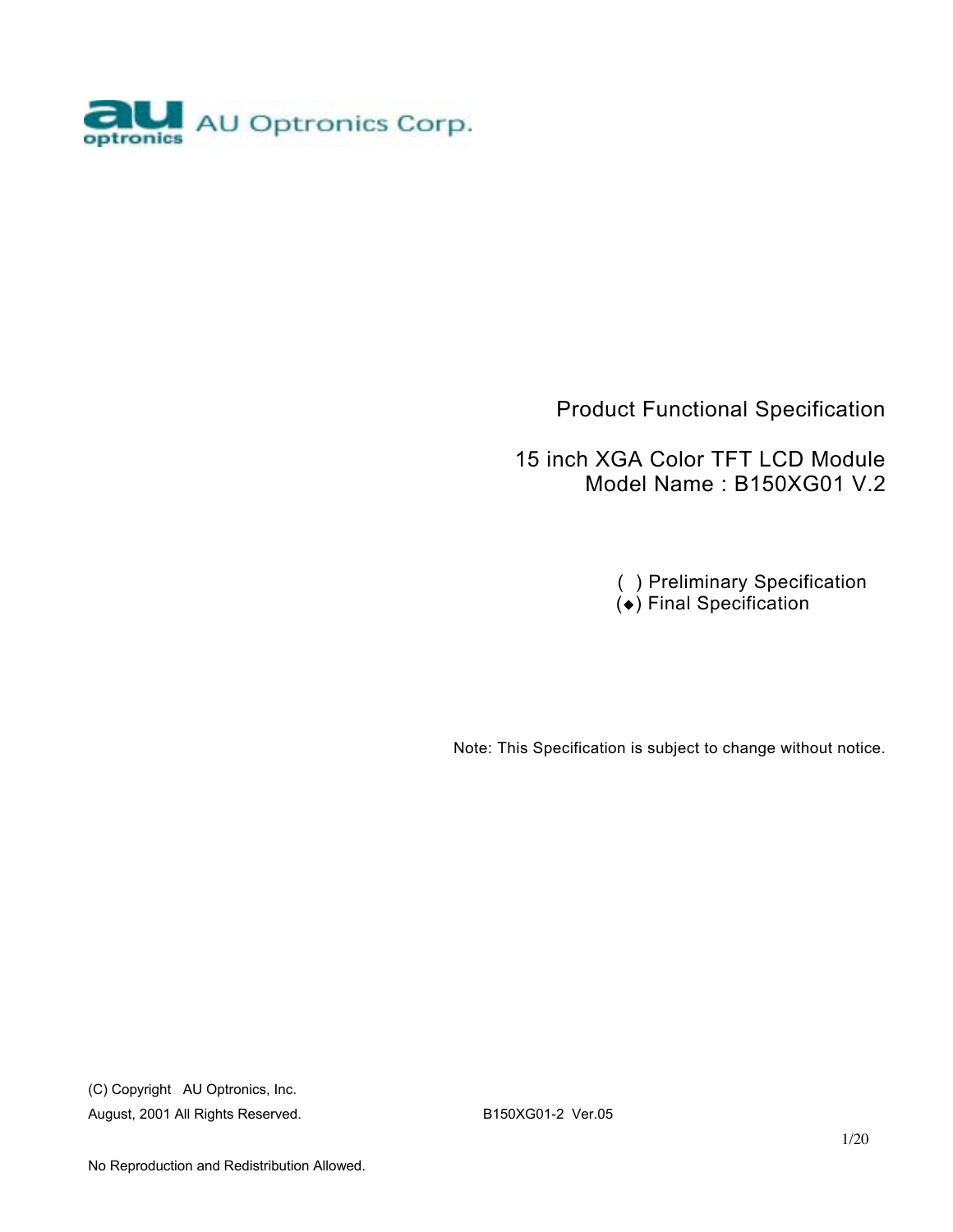AU Optronics Corp.

# Product Functional Specification

## 15 inch XGA Color TFT LCD Module
## Model Name : B150XG01 V.2

( ) Preliminary Specification
(◆) Final Specification

Note: This Specification is subject to change without notice.

(C) Copyright AU Optronics, Inc.
August, 2001 All Rights Reserved. B150XG01-2 Ver.05

No Reproduction and Redistribution Allowed.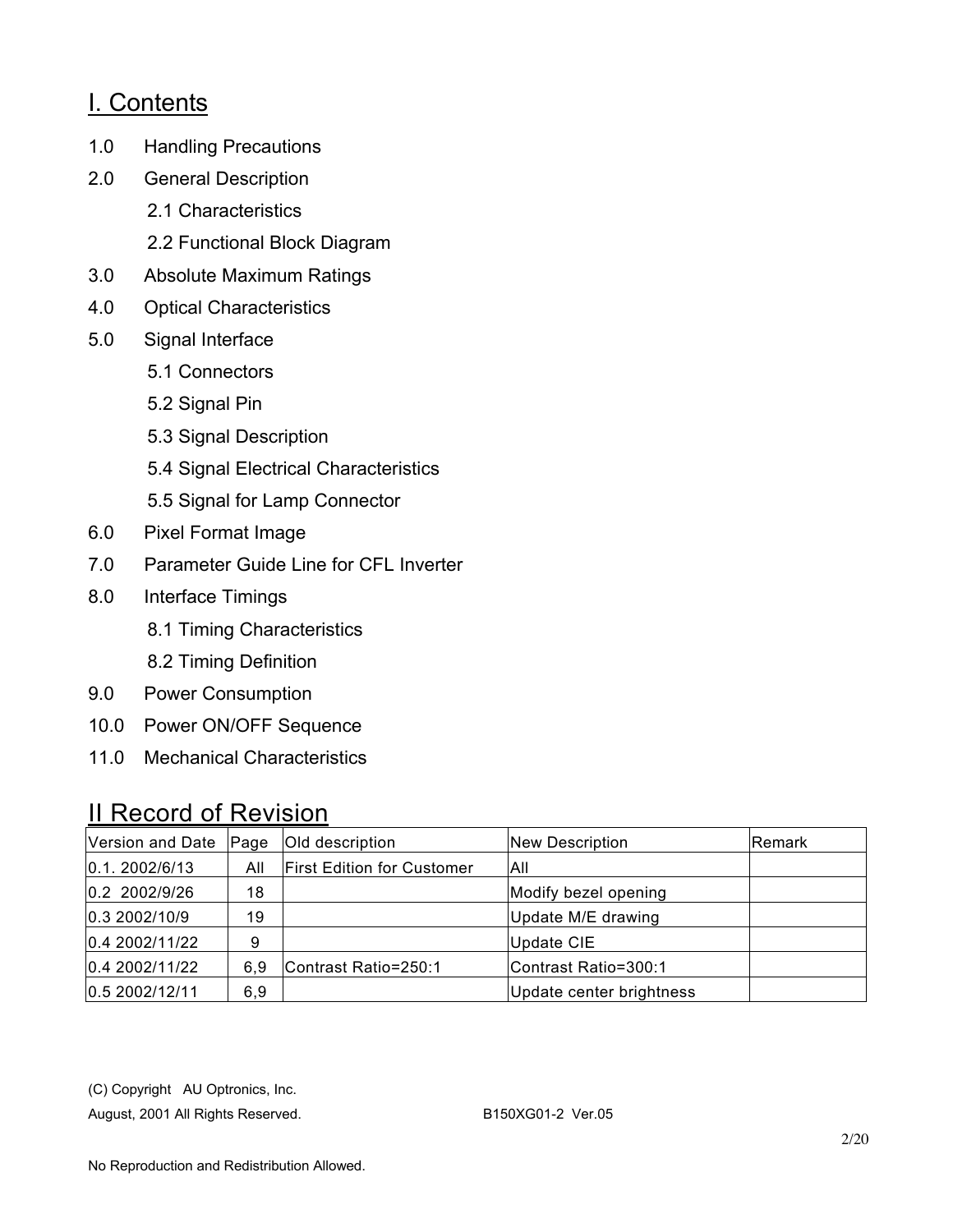## I. Contents

1.0 Handling Precautions

2.0 General Description

- 2.1 Characteristics
- 2.2 Functional Block Diagram

3.0 Absolute Maximum Ratings

4.0 Optical Characteristics

5.0 Signal Interface

- 5.1 Connectors
- 5.2 Signal Pin
- 5.3 Signal Description
- 5.4 Signal Electrical Characteristics
- 5.5 Signal for Lamp Connector

6.0 Pixel Format Image

7.0 Parameter Guide Line for CFL Inverter

8.0 Interface Timings

- 8.1 Timing Characteristics
- 8.2 Timing Definition

9.0 Power Consumption

10.0 Power ON/OFF Sequence

11.0 Mechanical Characteristics

## II Record of Revision

| Version and Date | Page | Old description | New Description | Remark |
|---|---|---|---|---|
| 0.1. 2002/6/13 | All | First Edition for Customer | All | |
| 0.2 2002/9/26 | 18 | | Modify bezel opening | |
| 0.3 2002/10/9 | 19 | | Update M/E drawing | |
| 0.4 2002/11/22 | 9 | | Update CIE | |
| 0.4 2002/11/22 | 6,9 | Contrast Ratio=250:1 | Contrast Ratio=300:1 | |
| 0.5 2002/12/11 | 6,9 | | Update center brightness | |

(C) Copyright AU Optronics, Inc.

August, 2001 All Rights Reserved. B150XG01-2 Ver.05

No Reproduction and Redistribution Allowed.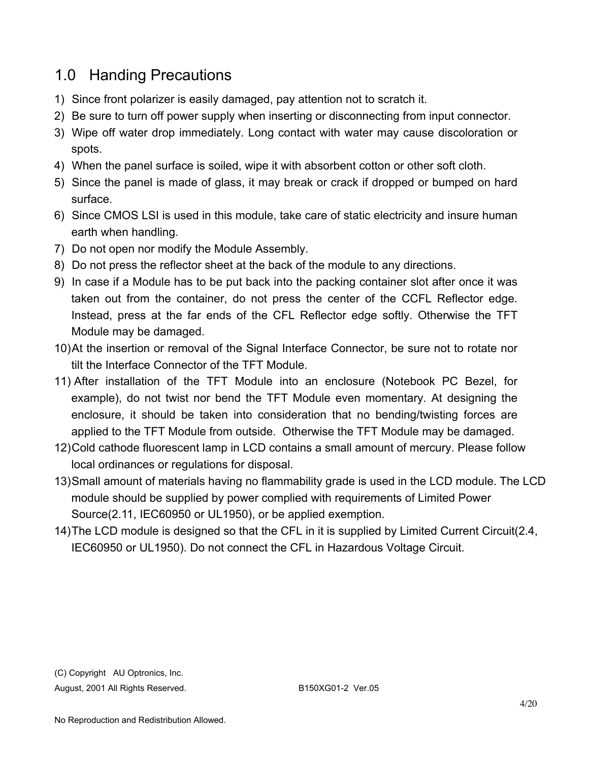## 1.0 Handing Precautions

1) Since front polarizer is easily damaged, pay attention not to scratch it.
2) Be sure to turn off power supply when inserting or disconnecting from input connector.
3) Wipe off water drop immediately. Long contact with water may cause discoloration or spots.
4) When the panel surface is soiled, wipe it with absorbent cotton or other soft cloth.
5) Since the panel is made of glass, it may break or crack if dropped or bumped on hard surface.
6) Since CMOS LSI is used in this module, take care of static electricity and insure human earth when handling.
7) Do not open nor modify the Module Assembly.
8) Do not press the reflector sheet at the back of the module to any directions.
9) In case if a Module has to be put back into the packing container slot after once it was taken out from the container, do not press the center of the CCFL Reflector edge. Instead, press at the far ends of the CFL Reflector edge softly. Otherwise the TFT Module may be damaged.
10) At the insertion or removal of the Signal Interface Connector, be sure not to rotate nor tilt the Interface Connector of the TFT Module.
11) After installation of the TFT Module into an enclosure (Notebook PC Bezel, for example), do not twist nor bend the TFT Module even momentary. At designing the enclosure, it should be taken into consideration that no bending/twisting forces are applied to the TFT Module from outside. Otherwise the TFT Module may be damaged.
12) Cold cathode fluorescent lamp in LCD contains a small amount of mercury. Please follow local ordinances or regulations for disposal.
13) Small amount of materials having no flammability grade is used in the LCD module. The LCD module should be supplied by power complied with requirements of Limited Power Source(2.11, IEC60950 or UL1950), or be applied exemption.
14) The LCD module is designed so that the CFL in it is supplied by Limited Current Circuit(2.4, IEC60950 or UL1950). Do not connect the CFL in Hazardous Voltage Circuit.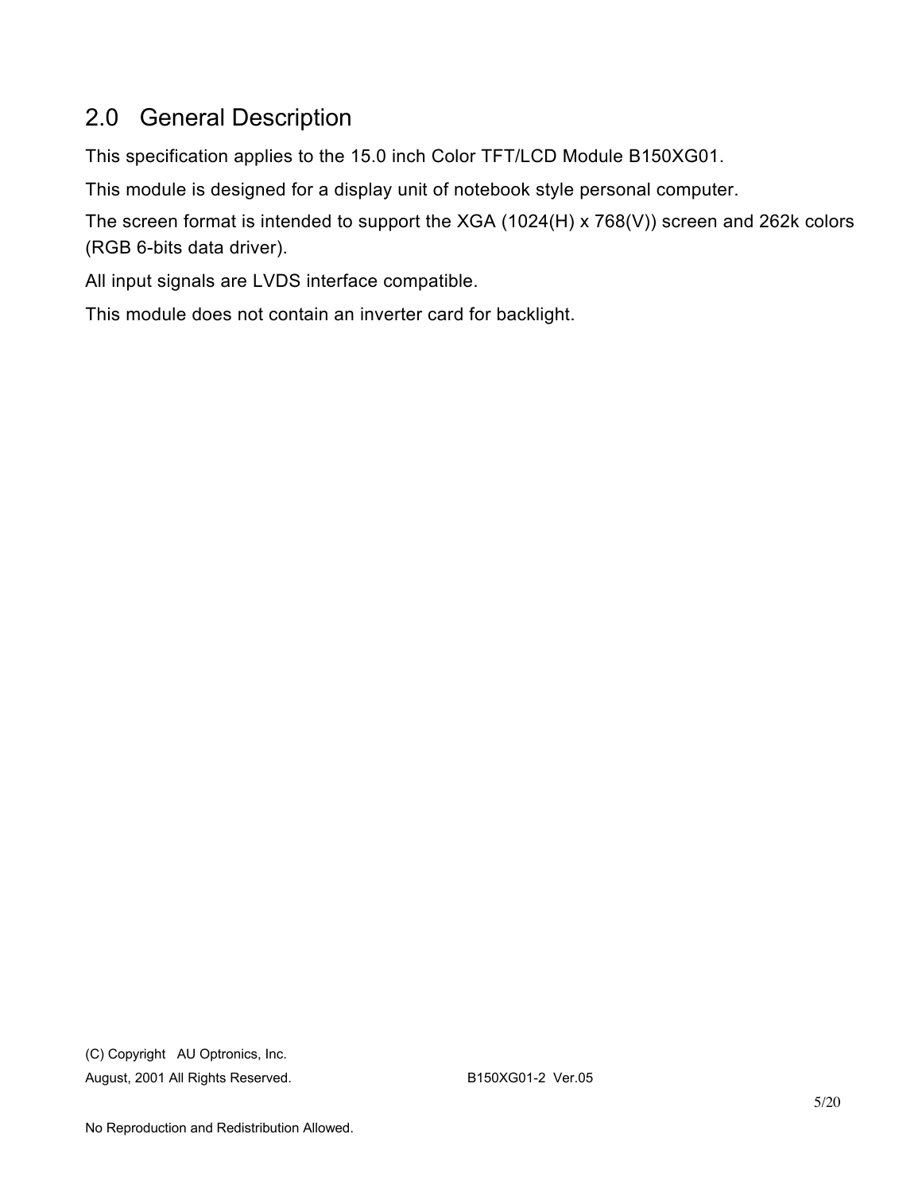## 2.0 General Description

This specification applies to the 15.0 inch Color TFT/LCD Module B150XG01.

This module is designed for a display unit of notebook style personal computer.

The screen format is intended to support the XGA (1024(H) x 768(V)) screen and 262k colors (RGB 6-bits data driver).

All input signals are LVDS interface compatible.

This module does not contain an inverter card for backlight.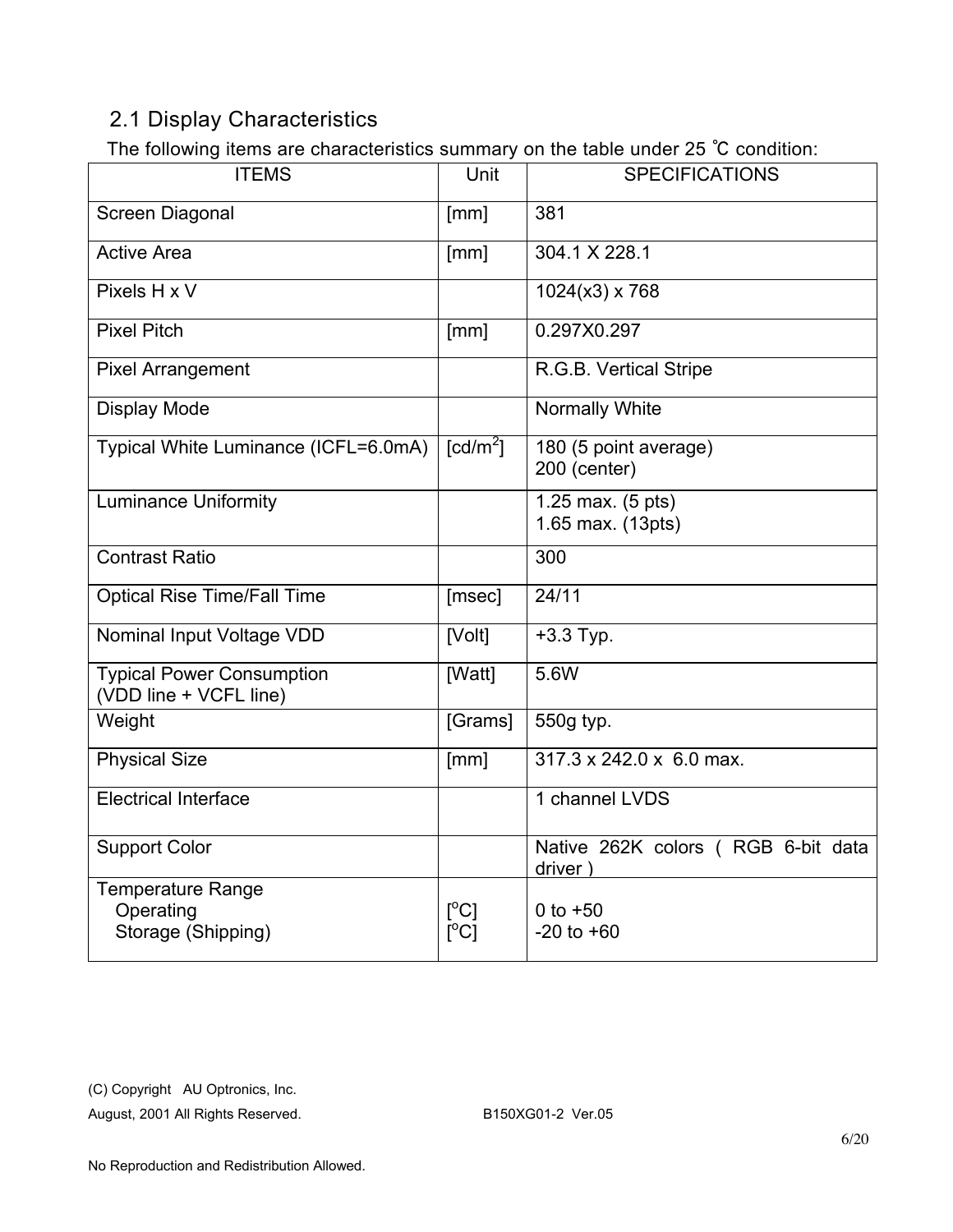## 2.1 Display Characteristics

The following items are characteristics summary on the table under 25 ℃ condition:

| ITEMS | Unit | SPECIFICATIONS |
|---|---|---|
| Screen Diagonal | [mm] | 381 |
| Active Area | [mm] | 304.1 X 228.1 |
| Pixels H x V | | 1024(x3) x 768 |
| Pixel Pitch | [mm] | 0.297X0.297 |
| Pixel Arrangement | | R.G.B. Vertical Stripe |
| Display Mode | | Normally White |
| Typical White Luminance (ICFL=6.0mA) | [cd/m$^2$] | 180 (5 point average)<br>200 (center) |
| Luminance Uniformity | | 1.25 max. (5 pts)<br>1.65 max. (13pts) |
| Contrast Ratio | | 300 |
| Optical Rise Time/Fall Time | [msec] | 24/11 |
| Nominal Input Voltage VDD | [Volt] | +3.3 Typ. |
| Typical Power Consumption (VDD line + VCFL line) | [Watt] | 5.6W |
| Weight | [Grams] | 550g typ. |
| Physical Size | [mm] | 317.3 x 242.0 x 6.0 max. |
| Electrical Interface | | 1 channel LVDS |
| Support Color | | Native 262K colors ( RGB 6-bit data driver ) |
| Temperature Range<br>Operating<br>Storage (Shipping) | <br>[$^o$C]<br>[$^o$C] | <br>0 to +50<br>-20 to +60 |

(C) Copyright AU Optronics, Inc.
August, 2001 All Rights Reserved. B150XG01-2 Ver.05

No Reproduction and Redistribution Allowed.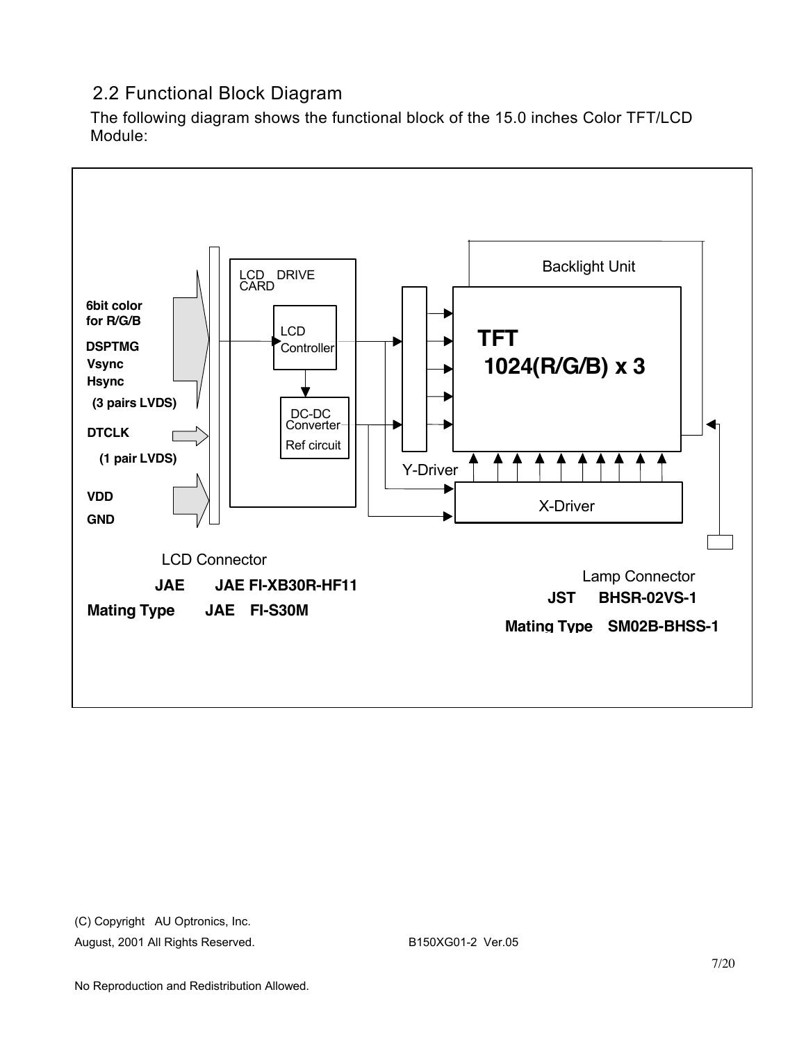## 2.2 Functional Block Diagram

The following diagram shows the functional block of the 15.0 inches Color TFT/LCD Module:

**6bit color for R/G/B**

**DSPTMG**

**Vsync**

**Hsync**

**(3 pairs LVDS)**

**DTCLK**

**(1 pair LVDS)**

**VDD**

**GND**

LCD DRIVE CARD

LCD Controller

DC-DC Converter

Ref circuit

Backlight Unit

**TFT 1024(R/G/B) x 3**

Y-Driver

X-Driver

LCD Connector

**JAE JAE FI-XB30R-HF11**

**Mating Type JAE FI-S30M**

Lamp Connector

**JST BHSR-02VS-1**

**Mating Type SM02B-BHSS-1**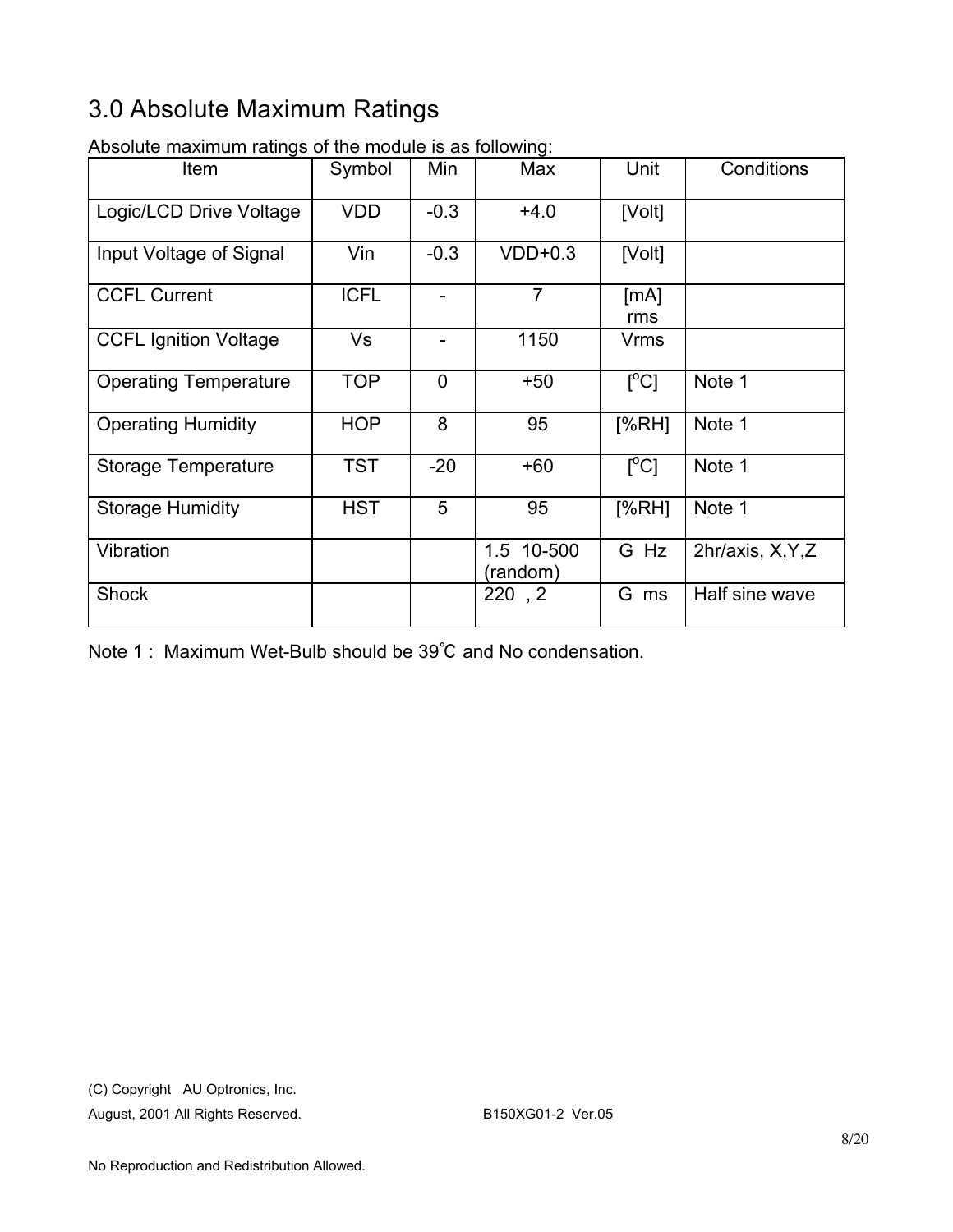# 3.0 Absolute Maximum Ratings

Absolute maximum ratings of the module is as following:

| Item | Symbol | Min | Max | Unit | Conditions |
|---|---|---|---|---|---|
| Logic/LCD Drive Voltage | VDD | -0.3 | +4.0 | [Volt] | |
| Input Voltage of Signal | Vin | -0.3 | VDD+0.3 | [Volt] | |
| CCFL Current | ICFL | - | 7 | [mA] rms | |
| CCFL Ignition Voltage | Vs | - | 1150 | Vrms | |
| Operating Temperature | TOP | 0 | +50 | [$^o$C] | Note 1 |
| Operating Humidity | HOP | 8 | 95 | [%RH] | Note 1 |
| Storage Temperature | TST | -20 | +60 | [$^o$C] | Note 1 |
| Storage Humidity | HST | 5 | 95 | [%RH] | Note 1 |
| Vibration | | | 1.5 10-500 (random) | G Hz | 2hr/axis, X,Y,Z |
| Shock | | | 220 , 2 | G ms | Half sine wave |

Note 1 : Maximum Wet-Bulb should be 39℃ and No condensation.

(C) Copyright AU Optronics, Inc.
August, 2001 All Rights Reserved. B150XG01-2 Ver.05

No Reproduction and Redistribution Allowed.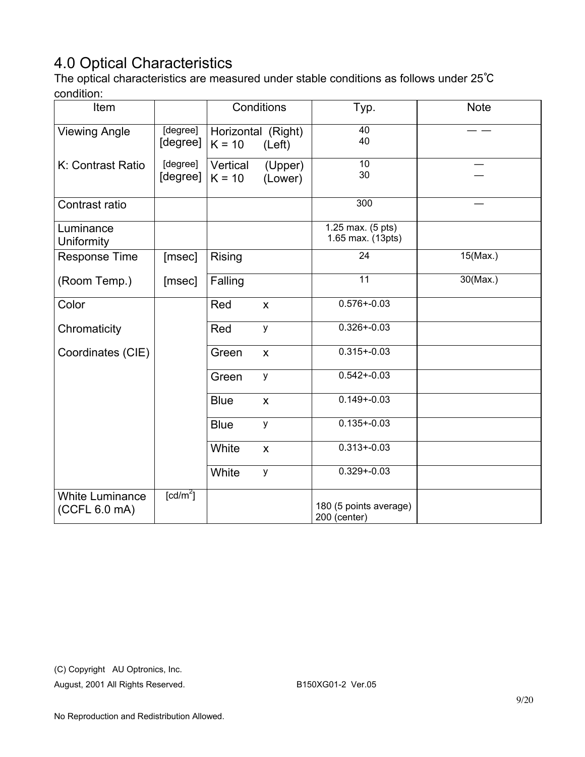## 4.0 Optical Characteristics

The optical characteristics are measured under stable conditions as follows under 25℃ condition:

| Item | | Conditions | Typ. | Note |
|---|---|---|---|---|
| Viewing Angle | [degree] [degree] | Horizontal (Right) K = 10 (Left) | 40 40 | — — |
| K: Contrast Ratio | [degree] [degree] | Vertical (Upper) K = 10 (Lower) | 10 30 | — — |
| Contrast ratio | | | 300 | — |
| Luminance Uniformity | | | 1.25 max. (5 pts) 1.65 max. (13pts) | |
| Response Time | [msec] | Rising | 24 | 15(Max.) |
| (Room Temp.) | [msec] | Falling | 11 | 30(Max.) |
| Color | | Red x | 0.576+-0.03 | |
| Chromaticity | | Red y | 0.326+-0.03 | |
| Coordinates (CIE) | | Green x | 0.315+-0.03 | |
| | | Green y | 0.542+-0.03 | |
| | | Blue x | 0.149+-0.03 | |
| | | Blue y | 0.135+-0.03 | |
| | | White x | 0.313+-0.03 | |
| | | White y | 0.329+-0.03 | |
| White Luminance (CCFL 6.0 mA) | [cd/m$^2$] | | 180 (5 points average) 200 (center) | |

(C) Copyright AU Optronics, Inc.
August, 2001 All Rights Reserved. B150XG01-2 Ver.05

No Reproduction and Redistribution Allowed.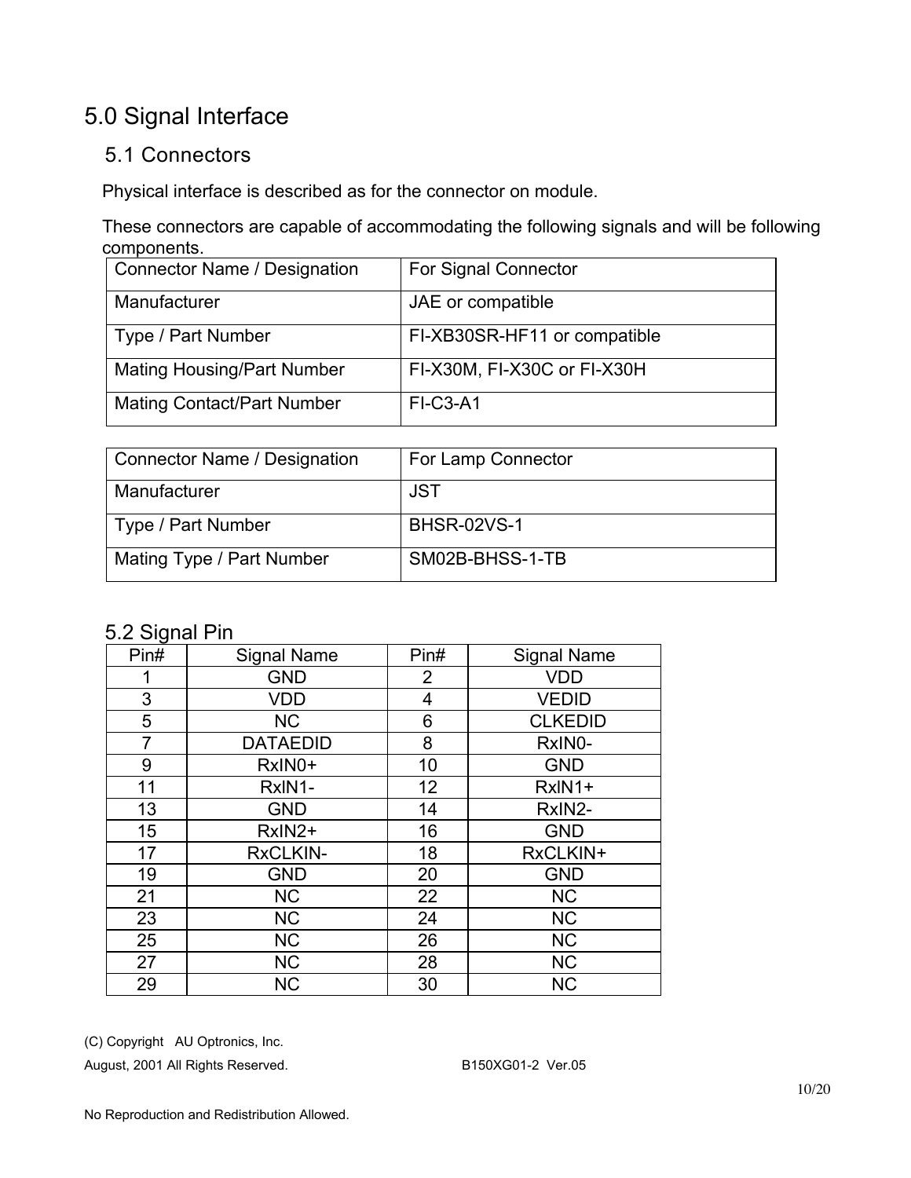# 5.0 Signal Interface

## 5.1 Connectors

Physical interface is described as for the connector on module.

These connectors are capable of accommodating the following signals and will be following components.

| Connector Name / Designation | For Signal Connector |
|---|---|
| Manufacturer | JAE or compatible |
| Type / Part Number | FI-XB30SR-HF11 or compatible |
| Mating Housing/Part Number | FI-X30M, FI-X30C or FI-X30H |
| Mating Contact/Part Number | FI-C3-A1 |

| Connector Name / Designation | For Lamp Connector |
|---|---|
| Manufacturer | JST |
| Type / Part Number | BHSR-02VS-1 |
| Mating Type / Part Number | SM02B-BHSS-1-TB |

## 5.2 Signal Pin

| Pin# | Signal Name | Pin# | Signal Name |
|---|---|---|---|
| 1 | GND | 2 | VDD |
| 3 | VDD | 4 | VEDID |
| 5 | NC | 6 | CLKEDID |
| 7 | DATAEDID | 8 | RxIN0- |
| 9 | RxIN0+ | 10 | GND |
| 11 | RxIN1- | 12 | RxIN1+ |
| 13 | GND | 14 | RxIN2- |
| 15 | RxIN2+ | 16 | GND |
| 17 | RxCLKIN- | 18 | RxCLKIN+ |
| 19 | GND | 20 | GND |
| 21 | NC | 22 | NC |
| 23 | NC | 24 | NC |
| 25 | NC | 26 | NC |
| 27 | NC | 28 | NC |
| 29 | NC | 30 | NC |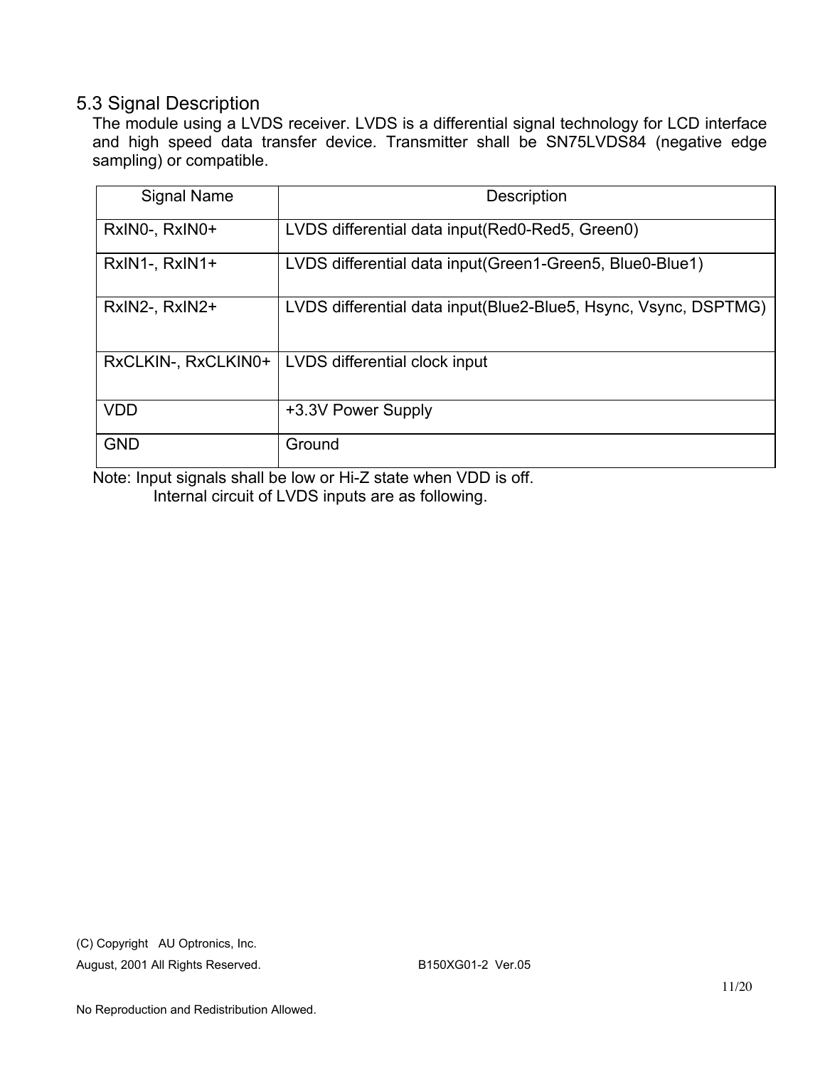## 5.3 Signal Description

The module using a LVDS receiver. LVDS is a differential signal technology for LCD interface and high speed data transfer device. Transmitter shall be SN75LVDS84 (negative edge sampling) or compatible.

| Signal Name | Description |
|---|---|
| RxIN0-, RxIN0+ | LVDS differential data input(Red0-Red5, Green0) |
| RxIN1-, RxIN1+ | LVDS differential data input(Green1-Green5, Blue0-Blue1) |
| RxIN2-, RxIN2+ | LVDS differential data input(Blue2-Blue5, Hsync, Vsync, DSPTMG) |
| RxCLKIN-, RxCLKIN0+ | LVDS differential clock input |
| VDD | +3.3V Power Supply |
| GND | Ground |

Note: Input signals shall be low or Hi-Z state when VDD is off.
Internal circuit of LVDS inputs are as following.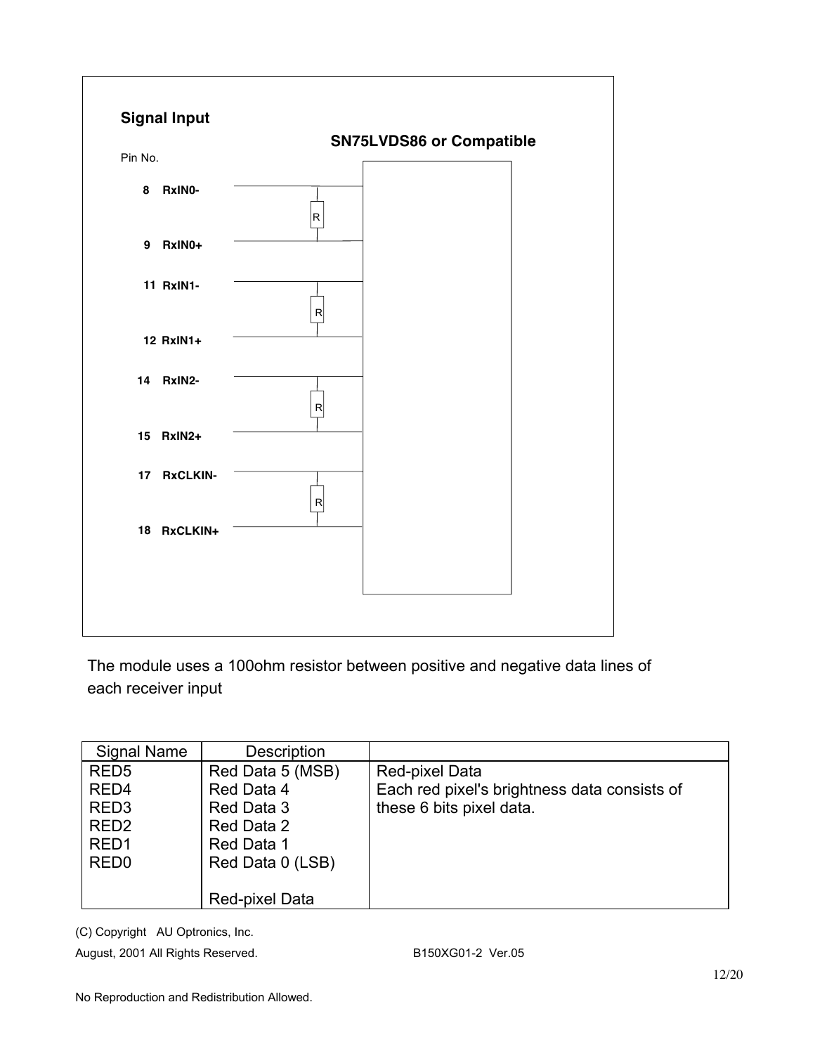**Signal Input**

**SN75LVDS86 or Compatible**

Pin No.

**8 RxIN0-**

**9 RxIN0+**

**11 RxIN1-**

**12 RxIN1+**

**14 RxIN2-**

**15 RxIN2+**

**17 RxCLKIN-**

**18 RxCLKIN+**

The module uses a 100ohm resistor between positive and negative data lines of each receiver input

| Signal Name | Description | |
|---|---|---|
| RED5<br>RED4<br>RED3<br>RED2<br>RED1<br>RED0 | Red Data 5 (MSB)<br>Red Data 4<br>Red Data 3<br>Red Data 2<br>Red Data 1<br>Red Data 0 (LSB)<br><br>Red-pixel Data | Red-pixel Data<br>Each red pixel's brightness data consists of these 6 bits pixel data. |

(C) Copyright AU Optronics, Inc.
August, 2001 All Rights Reserved. B150XG01-2 Ver.05

No Reproduction and Redistribution Allowed.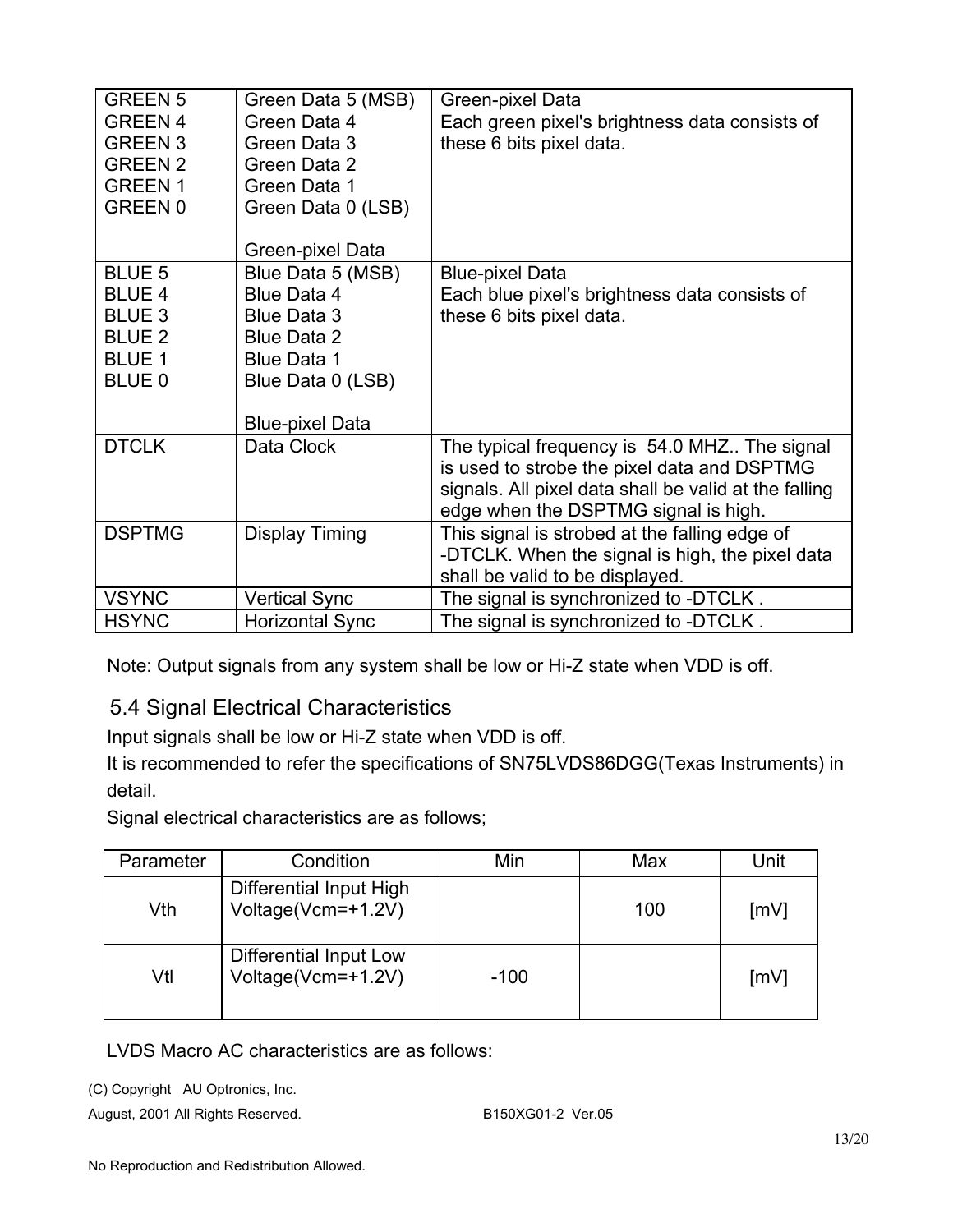| | | |
|---|---|---|
| GREEN 5<br>GREEN 4<br>GREEN 3<br>GREEN 2<br>GREEN 1<br>GREEN 0 | Green Data 5 (MSB)<br>Green Data 4<br>Green Data 3<br>Green Data 2<br>Green Data 1<br>Green Data 0 (LSB)<br><br>Green-pixel Data | Green-pixel Data<br>Each green pixel's brightness data consists of these 6 bits pixel data. |
| BLUE 5<br>BLUE 4<br>BLUE 3<br>BLUE 2<br>BLUE 1<br>BLUE 0 | Blue Data 5 (MSB)<br>Blue Data 4<br>Blue Data 3<br>Blue Data 2<br>Blue Data 1<br>Blue Data 0 (LSB)<br><br>Blue-pixel Data | Blue-pixel Data<br>Each blue pixel's brightness data consists of these 6 bits pixel data. |
| DTCLK | Data Clock | The typical frequency is 54.0 MHZ.. The signal is used to strobe the pixel data and DSPTMG signals. All pixel data shall be valid at the falling edge when the DSPTMG signal is high. |
| DSPTMG | Display Timing | This signal is strobed at the falling edge of -DTCLK. When the signal is high, the pixel data shall be valid to be displayed. |
| VSYNC | Vertical Sync | The signal is synchronized to -DTCLK . |
| HSYNC | Horizontal Sync | The signal is synchronized to -DTCLK . |

Note: Output signals from any system shall be low or Hi-Z state when VDD is off.

## 5.4 Signal Electrical Characteristics

Input signals shall be low or Hi-Z state when VDD is off.

It is recommended to refer the specifications of SN75LVDS86DGG(Texas Instruments) in detail.

Signal electrical characteristics are as follows;

| Parameter | Condition | Min | Max | Unit |
|---|---|---|---|---|
| Vth | Differential Input High Voltage(Vcm=+1.2V) | | 100 | [mV] |
| Vtl | Differential Input Low Voltage(Vcm=+1.2V) | -100 | | [mV] |

LVDS Macro AC characteristics are as follows: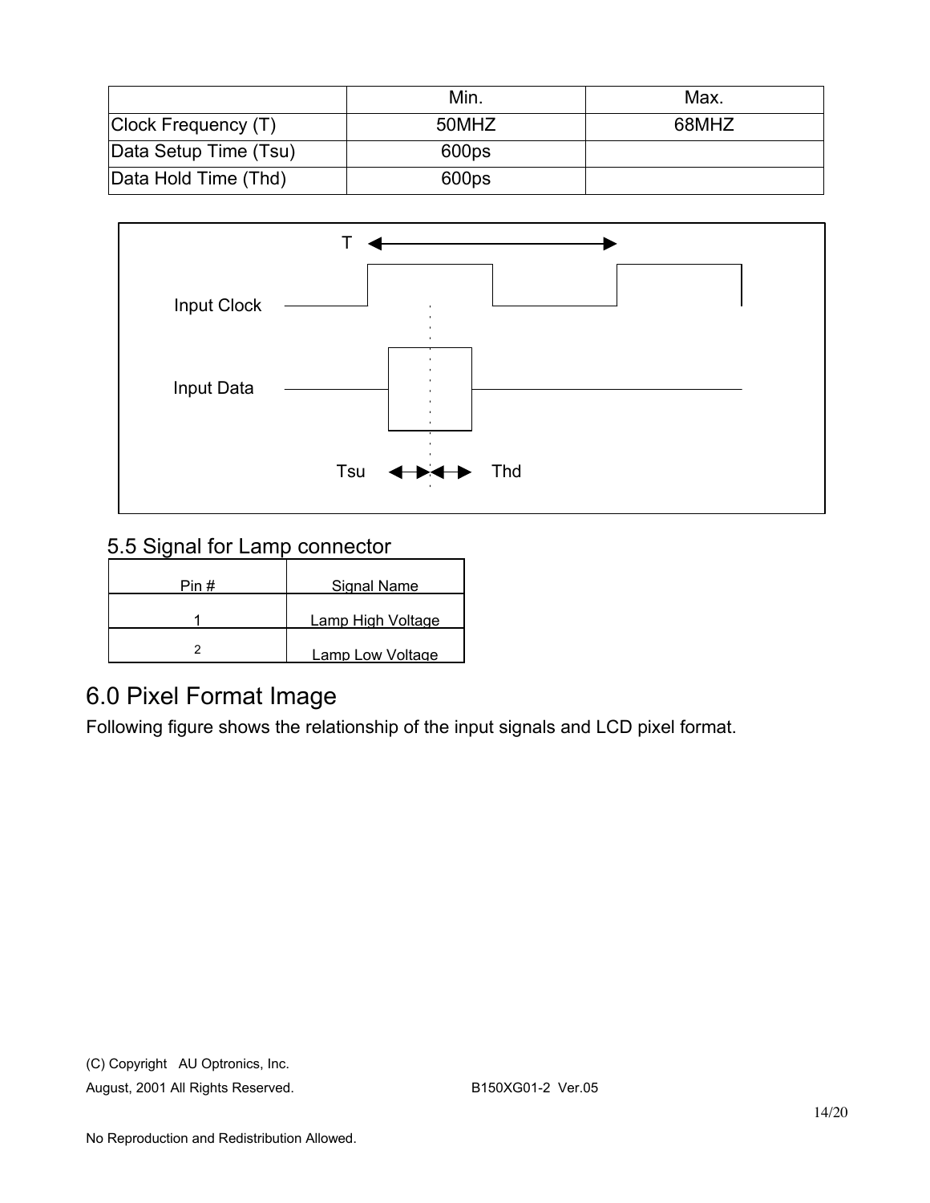|  | Min. | Max. |
| --- | --- | --- |
| Clock Frequency (T) | 50MHZ | 68MHZ |
| Data Setup Time (Tsu) | 600ps |  |
| Data Hold Time (Thd) | 600ps |  |

T

Input Clock

Input Data

Tsu Thd

## 5.5 Signal for Lamp connector

| Pin # | Signal Name |
| --- | --- |
| 1 | Lamp High Voltage |
| 2 | Lamp Low Voltage |

# 6.0 Pixel Format Image

Following figure shows the relationship of the input signals and LCD pixel format.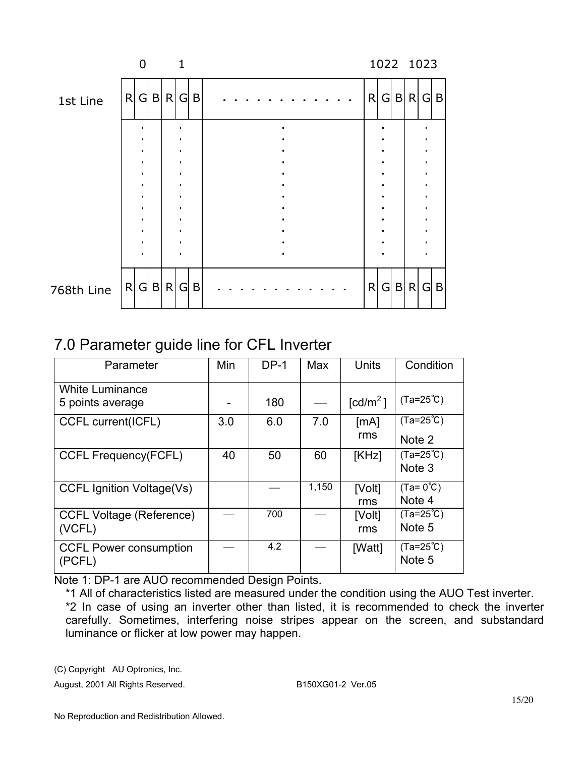|  | 0 | | | 1 | | | | 1022 | | | 1023 | | |
|---|---|---|---|---|---|---|---|---|---|---|---|---|---|
| 1st Line | R | G | B | R | G | B | . . . . . . . . . . . . | R | G | B | R | G | B |
|  | . |  |  | . |  |  | . | . |  |  | . |  |  |
| 768th Line | R | G | B | R | G | B | . . . . . . . . . . . . | R | G | B | R | G | B |

## 7.0 Parameter guide line for CFL Inverter

| Parameter | Min | DP-1 | Max | Units | Condition |
|---|---|---|---|---|---|
| White Luminance 5 points average | - | 180 | — | [cd/m$^2$] | (Ta=25℃) |
| CCFL current(ICFL) | 3.0 | 6.0 | 7.0 | [mA] rms | (Ta=25℃) Note 2 |
| CCFL Frequency(FCFL) | 40 | 50 | 60 | [KHz] | (Ta=25℃) Note 3 |
| CCFL Ignition Voltage(Vs) |  | — | 1,150 | [Volt] rms | (Ta= 0℃) Note 4 |
| CCFL Voltage (Reference) (VCFL) | — | 700 | — | [Volt] rms | (Ta=25℃) Note 5 |
| CCFL Power consumption (PCFL) | — | 4.2 | — | [Watt] | (Ta=25℃) Note 5 |

Note 1: DP-1 are AUO recommended Design Points.

*1 All of characteristics listed are measured under the condition using the AUO Test inverter.

*2 In case of using an inverter other than listed, it is recommended to check the inverter carefully. Sometimes, interfering noise stripes appear on the screen, and substandard luminance or flicker at low power may happen.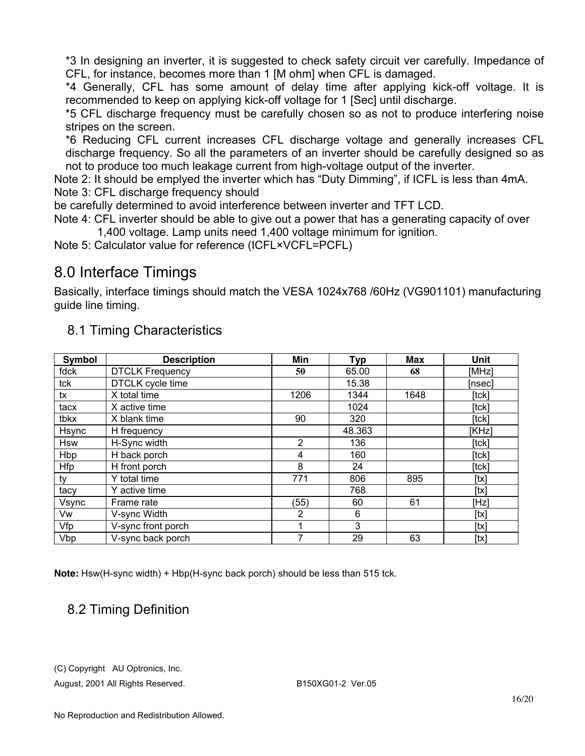*3 In designing an inverter, it is suggested to check safety circuit ver carefully. Impedance of CFL, for instance, becomes more than 1 [M ohm] when CFL is damaged.

*4 Generally, CFL has some amount of delay time after applying kick-off voltage. It is recommended to keep on applying kick-off voltage for 1 [Sec] until discharge.

*5 CFL discharge frequency must be carefully chosen so as not to produce interfering noise stripes on the screen.

*6 Reducing CFL current increases CFL discharge voltage and generally increases CFL discharge frequency. So all the parameters of an inverter should be carefully designed so as not to produce too much leakage current from high-voltage output of the inverter.

Note 2: It should be emplyed the inverter which has "Duty Dimming", if ICFL is less than 4mA.

Note 3: CFL discharge frequency should
be carefully determined to avoid interference between inverter and TFT LCD.

Note 4: CFL inverter should be able to give out a power that has a generating capacity of over 1,400 voltage. Lamp units need 1,400 voltage minimum for ignition.

Note 5: Calculator value for reference (ICFL×VCFL=PCFL)

# 8.0 Interface Timings

Basically, interface timings should match the VESA 1024x768 /60Hz (VG901101) manufacturing guide line timing.

## 8.1 Timing Characteristics

| Symbol | Description | Min | Typ | Max | Unit |
|---|---|---|---|---|---|
| fdck | DTCLK Frequency | **50** | 65.00 | **68** | [MHz] |
| tck | DTCLK cycle time | | 15.38 | | [nsec] |
| tx | X total time | 1206 | 1344 | 1648 | [tck] |
| tacx | X active time | | 1024 | | [tck] |
| tbkx | X blank time | 90 | 320 | | [tck] |
| Hsync | H frequency | | 48.363 | | [KHz] |
| Hsw | H-Sync width | 2 | 136 | | [tck] |
| Hbp | H back porch | 4 | 160 | | [tck] |
| Hfp | H front porch | 8 | 24 | | [tck] |
| ty | Y total time | 771 | 806 | 895 | [tx] |
| tacy | Y active time | | 768 | | [tx] |
| Vsync | Frame rate | (55) | 60 | 61 | [Hz] |
| Vw | V-sync Width | 2 | 6 | | [tx] |
| Vfp | V-sync front porch | 1 | 3 | | [tx] |
| Vbp | V-sync back porch | 7 | 29 | 63 | [tx] |

**Note:** Hsw(H-sync width) + Hbp(H-sync back porch) should be less than 515 tck.

## 8.2 Timing Definition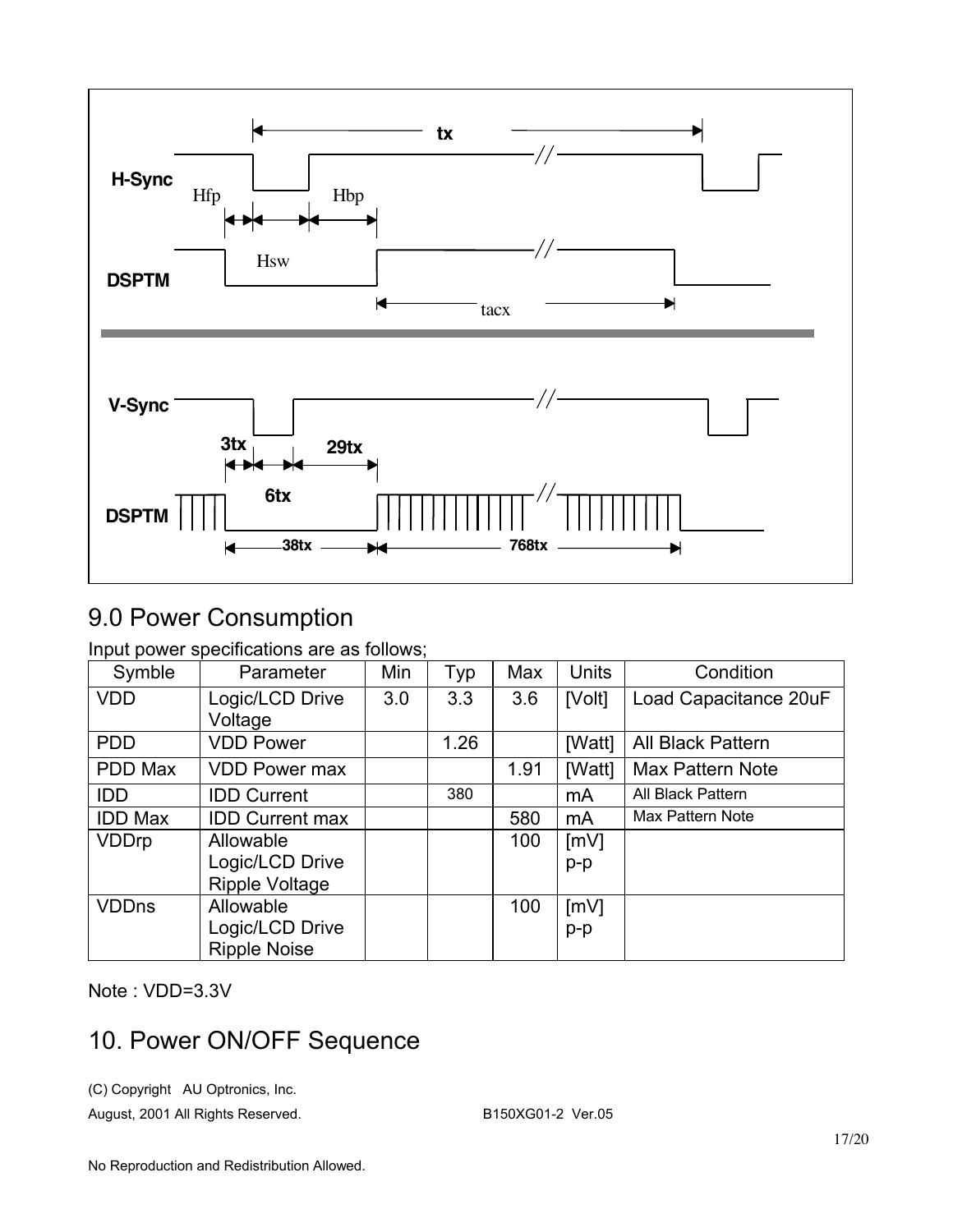H-Sync

Hfp Hbp

tx

Hsw

DSPTM

tacx

V-Sync

3tx 29tx

6tx

DSPTM

38tx 768tx

# 9.0 Power Consumption

Input power specifications are as follows;

| Symble | Parameter | Min | Typ | Max | Units | Condition |
|---|---|---|---|---|---|---|
| VDD | Logic/LCD Drive Voltage | 3.0 | 3.3 | 3.6 | [Volt] | Load Capacitance 20uF |
| PDD | VDD Power | | 1.26 | | [Watt] | All Black Pattern |
| PDD Max | VDD Power max | | | 1.91 | [Watt] | Max Pattern Note |
| IDD | IDD Current | | 380 | | mA | All Black Pattern |
| IDD Max | IDD Current max | | | 580 | mA | Max Pattern Note |
| VDDrp | Allowable Logic/LCD Drive Ripple Voltage | | | 100 | [mV] p-p | |
| VDDns | Allowable Logic/LCD Drive Ripple Noise | | | 100 | [mV] p-p | |

Note : VDD=3.3V

# 10. Power ON/OFF Sequence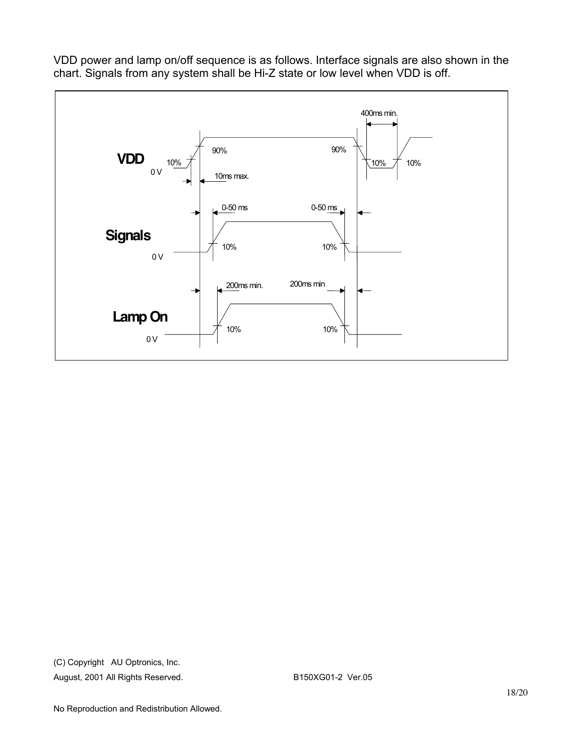VDD power and lamp on/off sequence is as follows. Interface signals are also shown in the chart. Signals from any system shall be Hi-Z state or low level when VDD is off.

VDD

0 V

10%

90%

10ms max.

90%

400ms min.

10%

10%

Signals

0 V

0-50 ms

10%

0-50 ms

10%

Lamp On

0 V

200ms min.

10%

200ms min

10%

(C) Copyright AU Optronics, Inc.
August, 2001 All Rights Reserved. B150XG01-2 Ver.05

No Reproduction and Redistribution Allowed.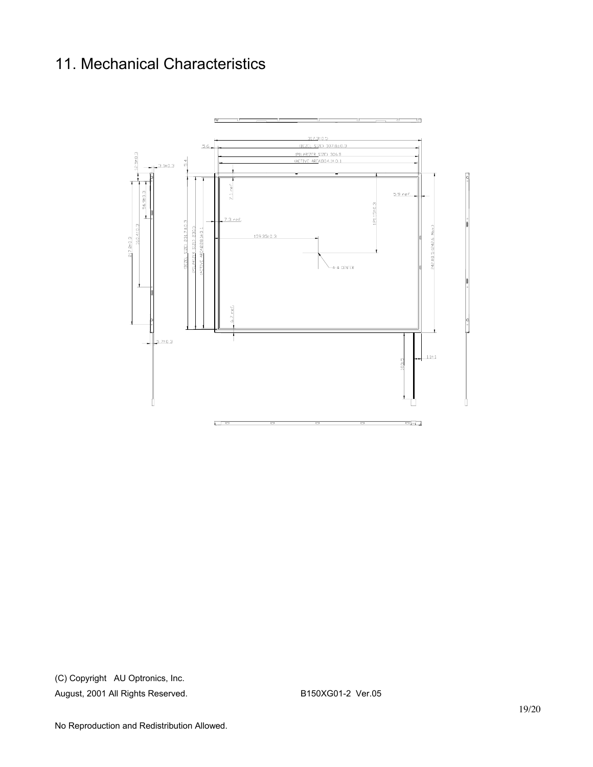# 11. Mechanical Characteristics

(C) Copyright AU Optronics, Inc.

August, 2001 All Rights Reserved. B150XG01-2 Ver.05

No Reproduction and Redistribution Allowed.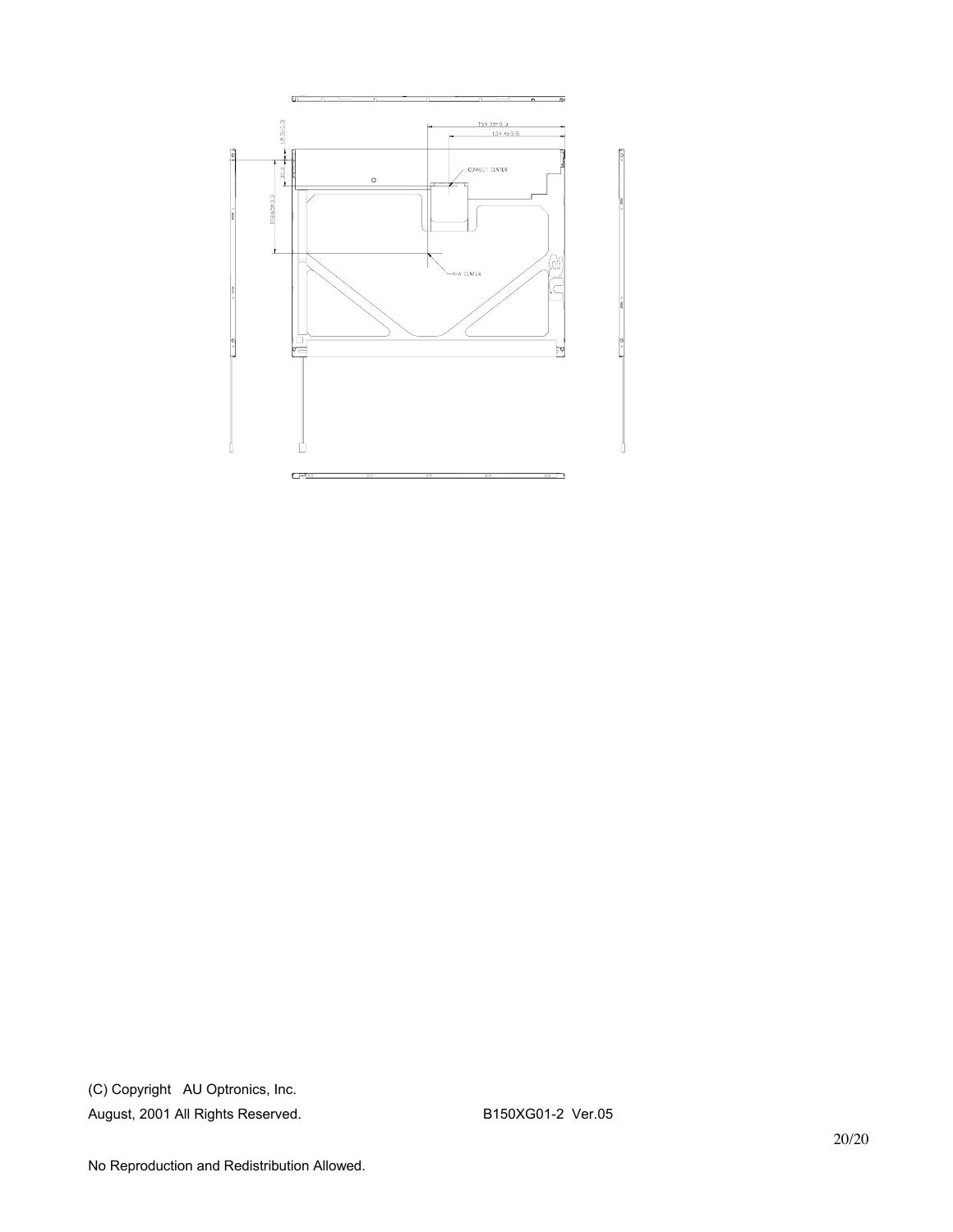159.3±0.3

134.4±0.5

12.5±0.3

30.3

108.65±0.3

CONNECT CENTER

A-A CENTER

(C) Copyright AU Optronics, Inc.

August, 2001 All Rights Reserved. B150XG01-2 Ver.05

No Reproduction and Redistribution Allowed.